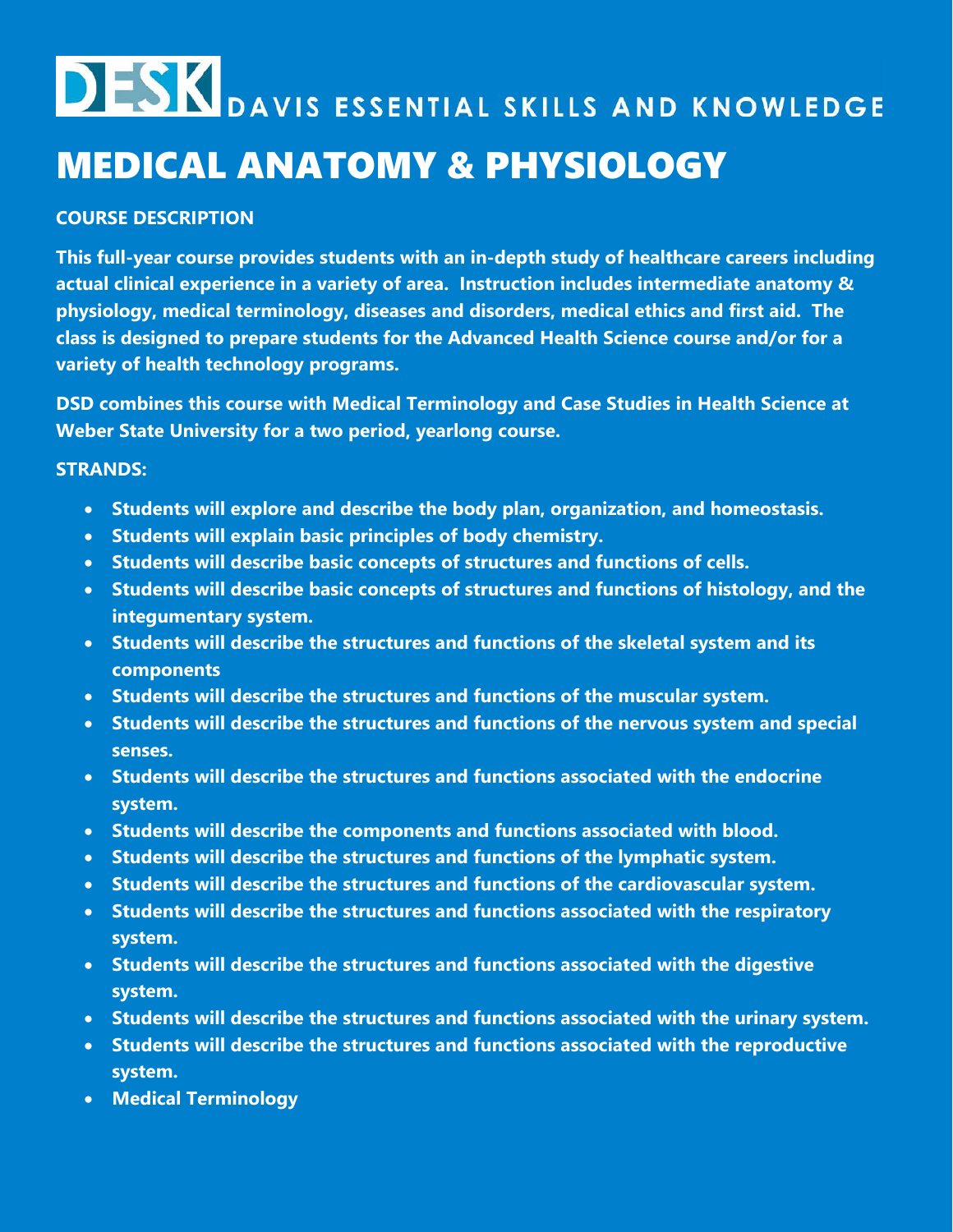# DESK DAVIS ESSENTIAL SKILLS AND KNOWLEDGE

# MEDICAL ANATOMY & PHYSIOLOGY

**COURSE DESCRIPTION**

**This full-year course provides students with an in-depth study of healthcare careers including actual clinical experience in a variety of area. Instruction includes intermediate anatomy & physiology, medical terminology, diseases and disorders, medical ethics and first aid. The class is designed to prepare students for the Advanced Health Science course and/or for a variety of health technology programs.**

**DSD combines this course with Medical Terminology and Case Studies in Health Science at Weber State University for a two period, yearlong course.**

**STRANDS:**

- **Students will explore and describe the body plan, organization, and homeostasis.**
- **Students will explain basic principles of body chemistry.**
- **Students will describe basic concepts of structures and functions of cells.**
- **Students will describe basic concepts of structures and functions of histology, and the integumentary system.**
- **Students will describe the structures and functions of the skeletal system and its components**
- **Students will describe the structures and functions of the muscular system.**
- **Students will describe the structures and functions of the nervous system and special senses.**
- **Students will describe the structures and functions associated with the endocrine system.**
- **Students will describe the components and functions associated with blood.**
- **Students will describe the structures and functions of the lymphatic system.**
- **Students will describe the structures and functions of the cardiovascular system.**
- **Students will describe the structures and functions associated with the respiratory system.**
- **Students will describe the structures and functions associated with the digestive system.**
- **Students will describe the structures and functions associated with the urinary system.**
- **Students will describe the structures and functions associated with the reproductive system.**
- **Medical Terminology**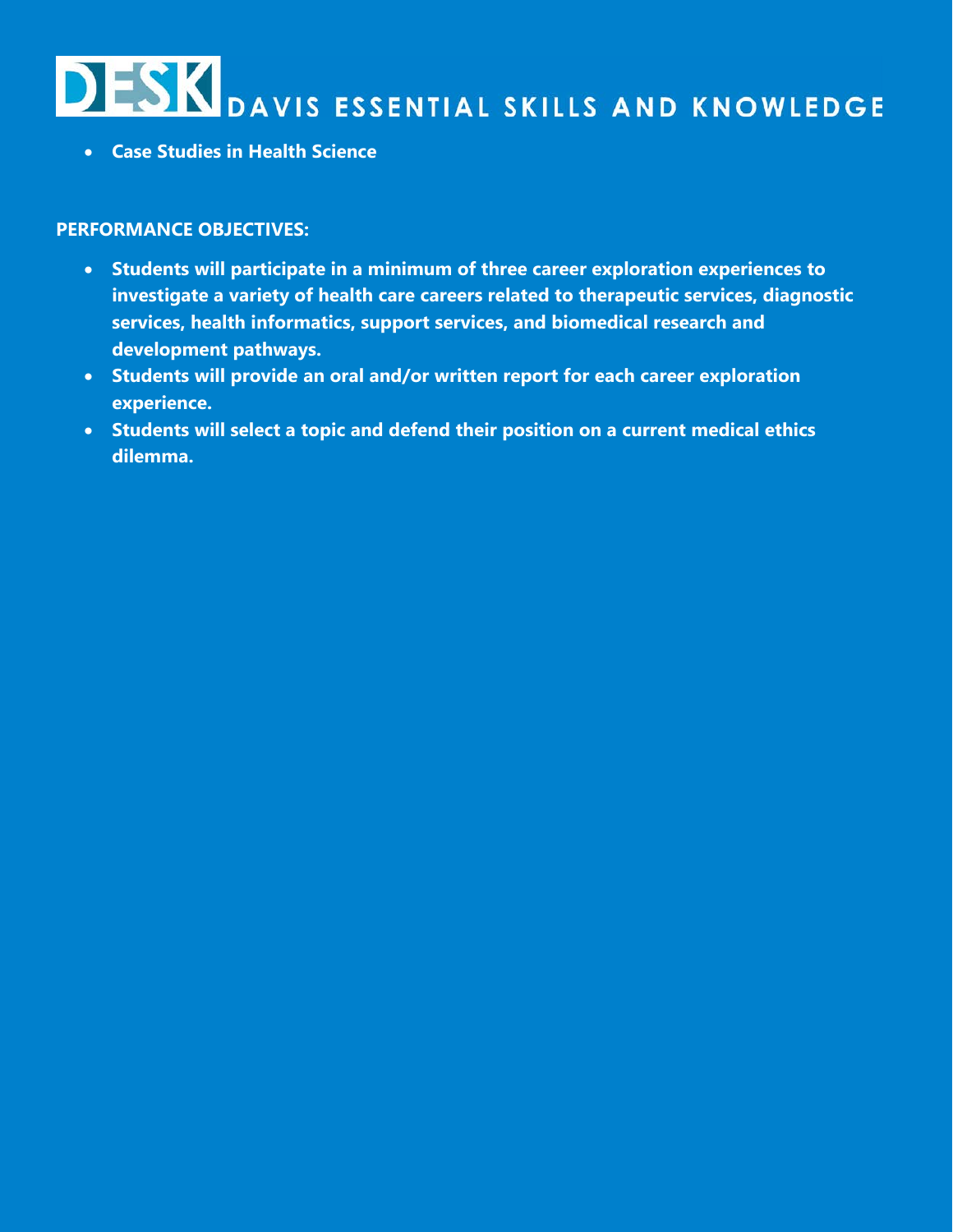- **Case Studies in Health Science**

**PERFORMANCE OBJECTIVES:**

- **Students will participate in a minimum of three career exploration experiences to investigate a variety of health care careers related to therapeutic services, diagnostic services, health informatics, support services, and biomedical research and development pathways.**
- **Students will provide an oral and/or written report for each career exploration experience.**
- **Students will select a topic and defend their position on a current medical ethics dilemma.**